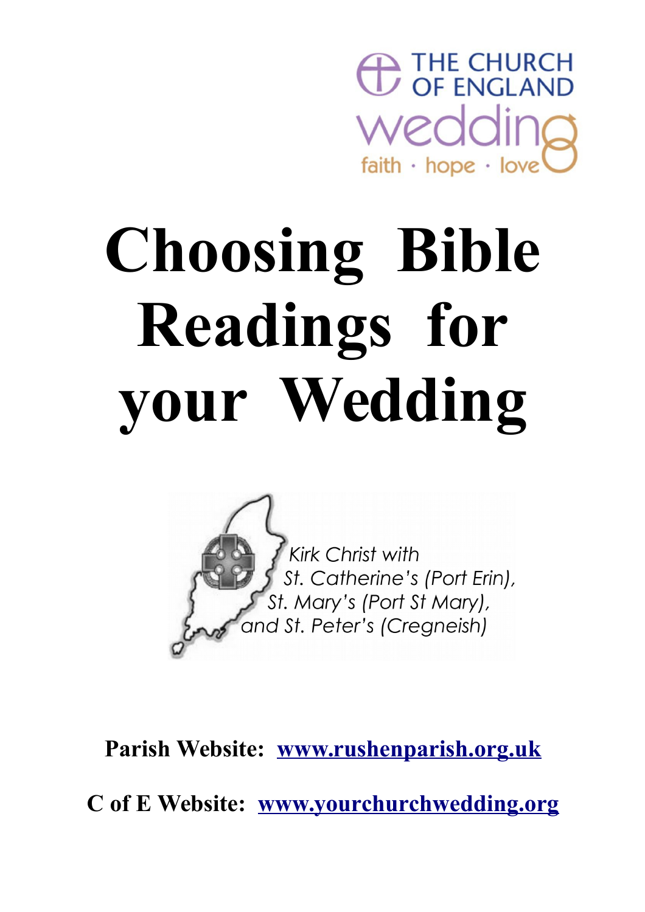THE CHURCH OF ENGLAND

wedding

faith · hope · love

# Choosing Bible Readings for your Wedding

*Kirk Christ with St. Catherine's (Port Erin), St. Mary's (Port St Mary), and St. Peter's (Cregneish)*

**Parish Website: [www.rushenparish.org.uk](http://www.rushenparish.org.uk)**

**C of E Website: [www.yourchurchwedding.org](http://www.yourchurchwedding.org)**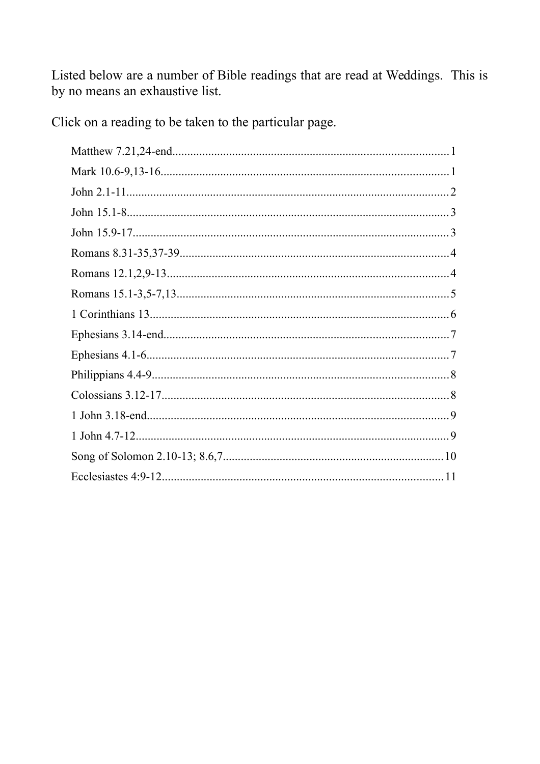Listed below are a number of Bible readings that are read at Weddings. This is by no means an exhaustive list.

Click on a reading to be taken to the particular page.

- Matthew 7.21,24-end.......1
- Mark 10.6-9,13-16.......1
- John 2.1-11.......2
- John 15.1-8.......3
- John 15.9-17.......3
- Romans 8.31-35,37-39.......4
- Romans 12.1,2,9-13.......4
- Romans 15.1-3,5-7,13.......5
- 1 Corinthians 13.......6
- Ephesians 3.14-end.......7
- Ephesians 4.1-6.......7
- Philippians 4.4-9.......8
- Colossians 3.12-17.......8
- 1 John 3.18-end.......9
- 1 John 4.7-12.......9
- Song of Solomon 2.10-13; 8.6,7.......10
- Ecclesiastes 4:9-12.......11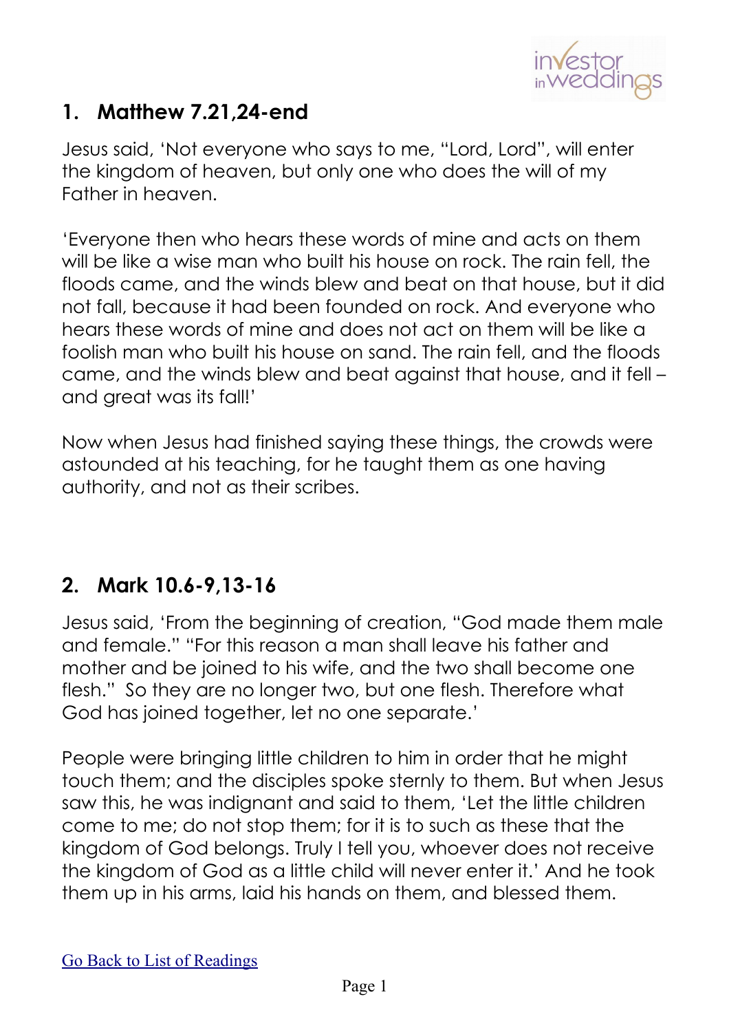## 1. Matthew 7.21,24-end

Jesus said, 'Not everyone who says to me, "Lord, Lord", will enter the kingdom of heaven, but only one who does the will of my Father in heaven.

'Everyone then who hears these words of mine and acts on them will be like a wise man who built his house on rock. The rain fell, the floods came, and the winds blew and beat on that house, but it did not fall, because it had been founded on rock. And everyone who hears these words of mine and does not act on them will be like a foolish man who built his house on sand. The rain fell, and the floods came, and the winds blew and beat against that house, and it fell – and great was its fall!'

Now when Jesus had finished saying these things, the crowds were astounded at his teaching, for he taught them as one having authority, and not as their scribes.

## 2. Mark 10.6-9,13-16

Jesus said, 'From the beginning of creation, "God made them male and female." "For this reason a man shall leave his father and mother and be joined to his wife, and the two shall become one flesh." So they are no longer two, but one flesh. Therefore what God has joined together, let no one separate.'

People were bringing little children to him in order that he might touch them; and the disciples spoke sternly to them. But when Jesus saw this, he was indignant and said to them, 'Let the little children come to me; do not stop them; for it is to such as these that the kingdom of God belongs. Truly I tell you, whoever does not receive the kingdom of God as a little child will never enter it.' And he took them up in his arms, laid his hands on them, and blessed them.

Go Back to List of Readings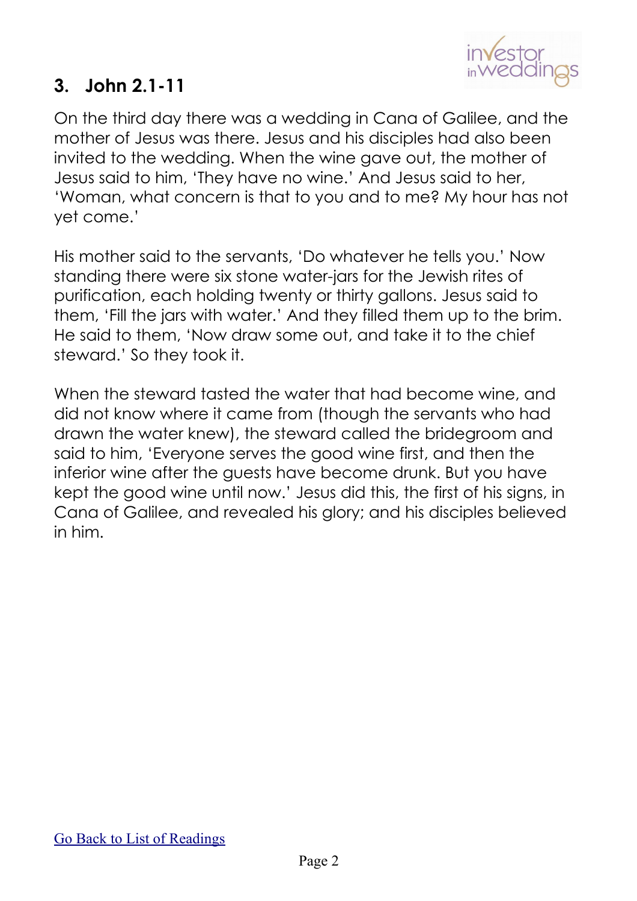## 3. John 2.1-11

On the third day there was a wedding in Cana of Galilee, and the mother of Jesus was there. Jesus and his disciples had also been invited to the wedding. When the wine gave out, the mother of Jesus said to him, 'They have no wine.' And Jesus said to her, 'Woman, what concern is that to you and to me? My hour has not yet come.'

His mother said to the servants, 'Do whatever he tells you.' Now standing there were six stone water-jars for the Jewish rites of purification, each holding twenty or thirty gallons. Jesus said to them, 'Fill the jars with water.' And they filled them up to the brim. He said to them, 'Now draw some out, and take it to the chief steward.' So they took it.

When the steward tasted the water that had become wine, and did not know where it came from (though the servants who had drawn the water knew), the steward called the bridegroom and said to him, 'Everyone serves the good wine first, and then the inferior wine after the guests have become drunk. But you have kept the good wine until now.' Jesus did this, the first of his signs, in Cana of Galilee, and revealed his glory; and his disciples believed in him.

Go Back to List of Readings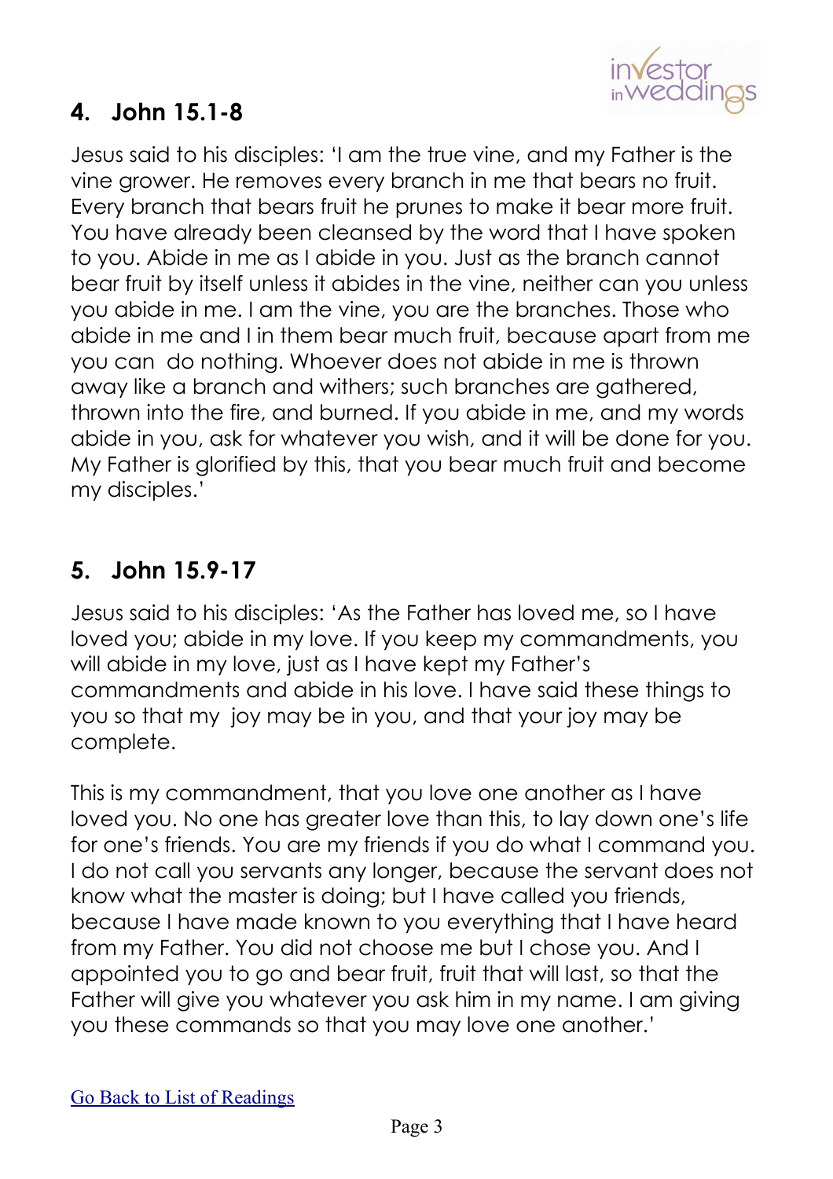## 4. John 15.1-8

Jesus said to his disciples: 'I am the true vine, and my Father is the vine grower. He removes every branch in me that bears no fruit. Every branch that bears fruit he prunes to make it bear more fruit. You have already been cleansed by the word that I have spoken to you. Abide in me as I abide in you. Just as the branch cannot bear fruit by itself unless it abides in the vine, neither can you unless you abide in me. I am the vine, you are the branches. Those who abide in me and I in them bear much fruit, because apart from me you can do nothing. Whoever does not abide in me is thrown away like a branch and withers; such branches are gathered, thrown into the fire, and burned. If you abide in me, and my words abide in you, ask for whatever you wish, and it will be done for you. My Father is glorified by this, that you bear much fruit and become my disciples.'

## 5. John 15.9-17

Jesus said to his disciples: 'As the Father has loved me, so I have loved you; abide in my love. If you keep my commandments, you will abide in my love, just as I have kept my Father's commandments and abide in his love. I have said these things to you so that my joy may be in you, and that your joy may be complete.

This is my commandment, that you love one another as I have loved you. No one has greater love than this, to lay down one's life for one's friends. You are my friends if you do what I command you. I do not call you servants any longer, because the servant does not know what the master is doing; but I have called you friends, because I have made known to you everything that I have heard from my Father. You did not choose me but I chose you. And I appointed you to go and bear fruit, fruit that will last, so that the Father will give you whatever you ask him in my name. I am giving you these commands so that you may love one another.'

Go Back to List of Readings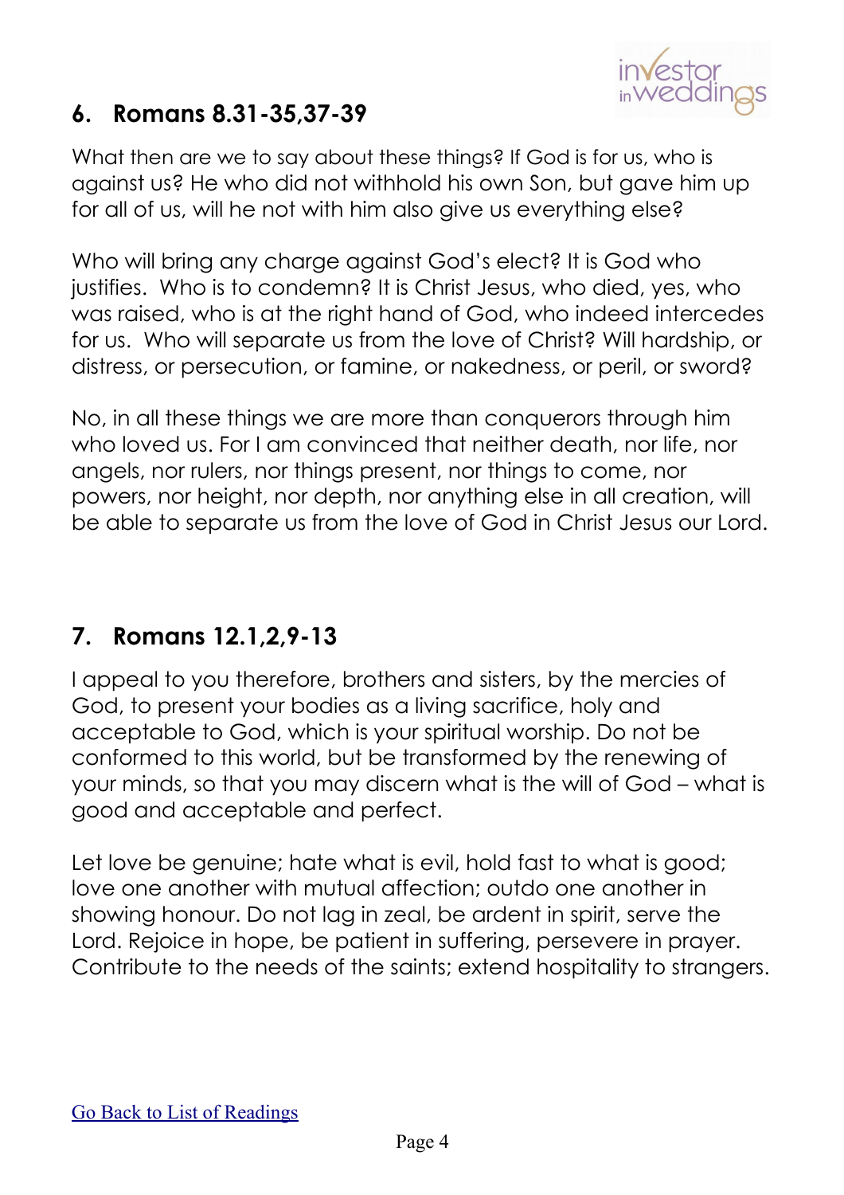## 6. Romans 8.31-35,37-39

What then are we to say about these things? If God is for us, who is against us? He who did not withhold his own Son, but gave him up for all of us, will he not with him also give us everything else?

Who will bring any charge against God's elect? It is God who justifies. Who is to condemn? It is Christ Jesus, who died, yes, who was raised, who is at the right hand of God, who indeed intercedes for us. Who will separate us from the love of Christ? Will hardship, or distress, or persecution, or famine, or nakedness, or peril, or sword?

No, in all these things we are more than conquerors through him who loved us. For I am convinced that neither death, nor life, nor angels, nor rulers, nor things present, nor things to come, nor powers, nor height, nor depth, nor anything else in all creation, will be able to separate us from the love of God in Christ Jesus our Lord.

## 7. Romans 12.1,2,9-13

I appeal to you therefore, brothers and sisters, by the mercies of God, to present your bodies as a living sacrifice, holy and acceptable to God, which is your spiritual worship. Do not be conformed to this world, but be transformed by the renewing of your minds, so that you may discern what is the will of God – what is good and acceptable and perfect.

Let love be genuine; hate what is evil, hold fast to what is good; love one another with mutual affection; outdo one another in showing honour. Do not lag in zeal, be ardent in spirit, serve the Lord. Rejoice in hope, be patient in suffering, persevere in prayer. Contribute to the needs of the saints; extend hospitality to strangers.

Go Back to List of Readings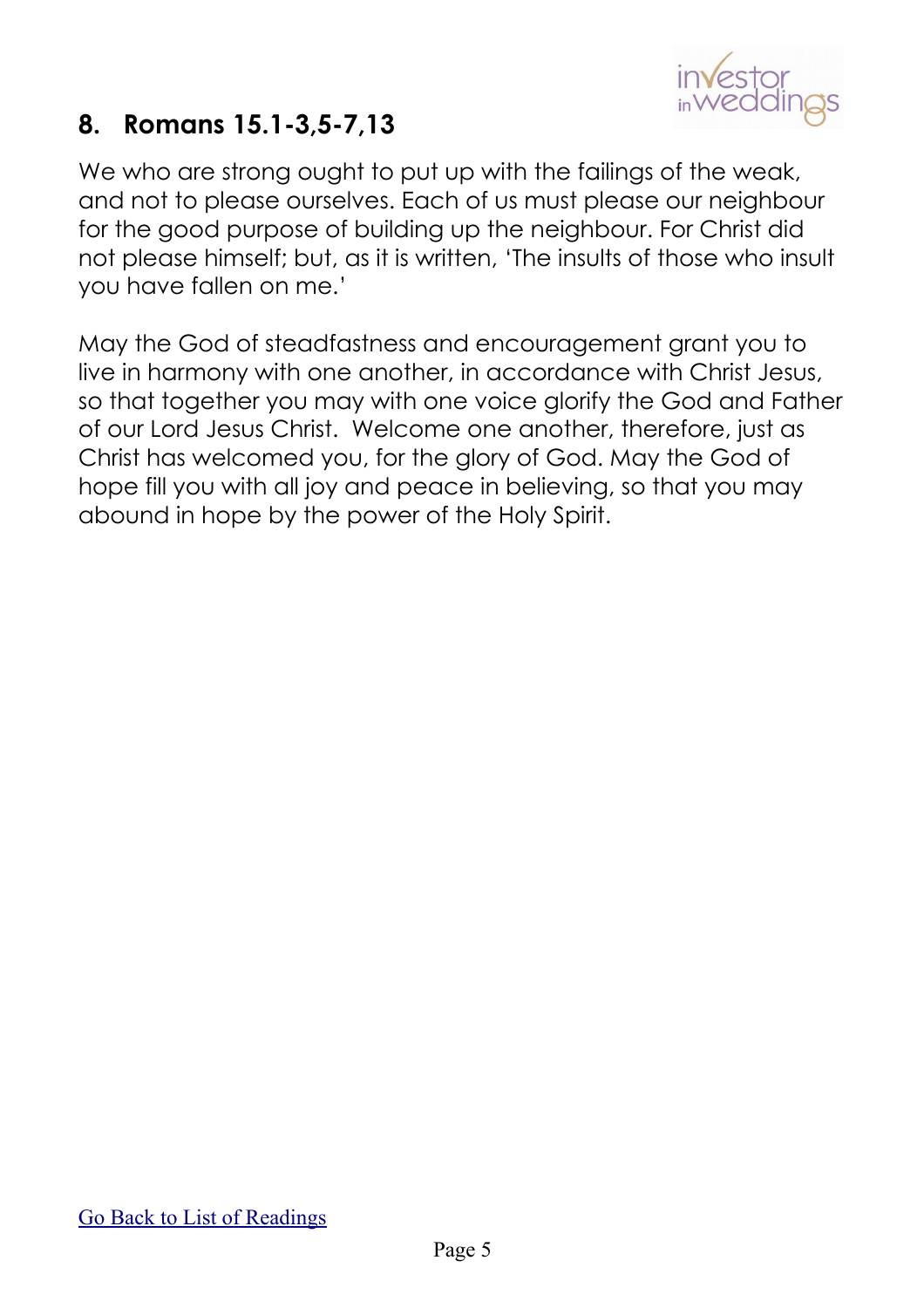## 8. Romans 15.1-3,5-7,13

We who are strong ought to put up with the failings of the weak, and not to please ourselves. Each of us must please our neighbour for the good purpose of building up the neighbour. For Christ did not please himself; but, as it is written, 'The insults of those who insult you have fallen on me.'

May the God of steadfastness and encouragement grant you to live in harmony with one another, in accordance with Christ Jesus, so that together you may with one voice glorify the God and Father of our Lord Jesus Christ. Welcome one another, therefore, just as Christ has welcomed you, for the glory of God. May the God of hope fill you with all joy and peace in believing, so that you may abound in hope by the power of the Holy Spirit.

Go Back to List of Readings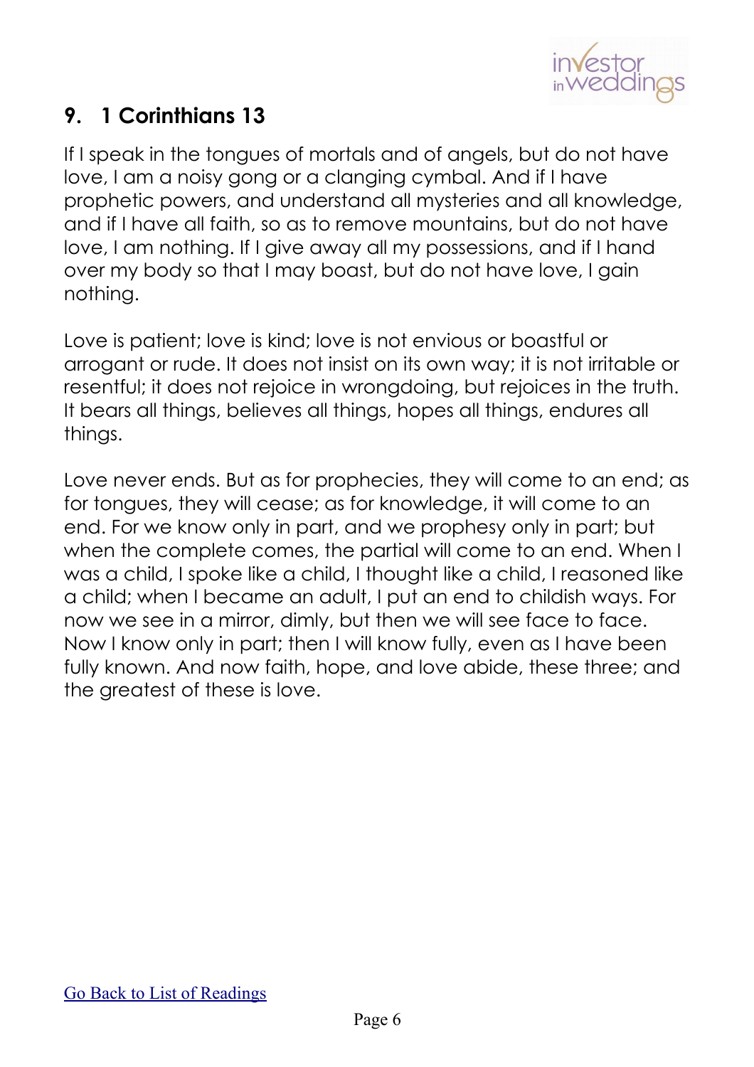## 9. 1 Corinthians 13

If I speak in the tongues of mortals and of angels, but do not have love, I am a noisy gong or a clanging cymbal. And if I have prophetic powers, and understand all mysteries and all knowledge, and if I have all faith, so as to remove mountains, but do not have love, I am nothing. If I give away all my possessions, and if I hand over my body so that I may boast, but do not have love, I gain nothing.

Love is patient; love is kind; love is not envious or boastful or arrogant or rude. It does not insist on its own way; it is not irritable or resentful; it does not rejoice in wrongdoing, but rejoices in the truth. It bears all things, believes all things, hopes all things, endures all things.

Love never ends. But as for prophecies, they will come to an end; as for tongues, they will cease; as for knowledge, it will come to an end. For we know only in part, and we prophesy only in part; but when the complete comes, the partial will come to an end. When I was a child, I spoke like a child, I thought like a child, I reasoned like a child; when I became an adult, I put an end to childish ways. For now we see in a mirror, dimly, but then we will see face to face. Now I know only in part; then I will know fully, even as I have been fully known. And now faith, hope, and love abide, these three; and the greatest of these is love.

Go Back to List of Readings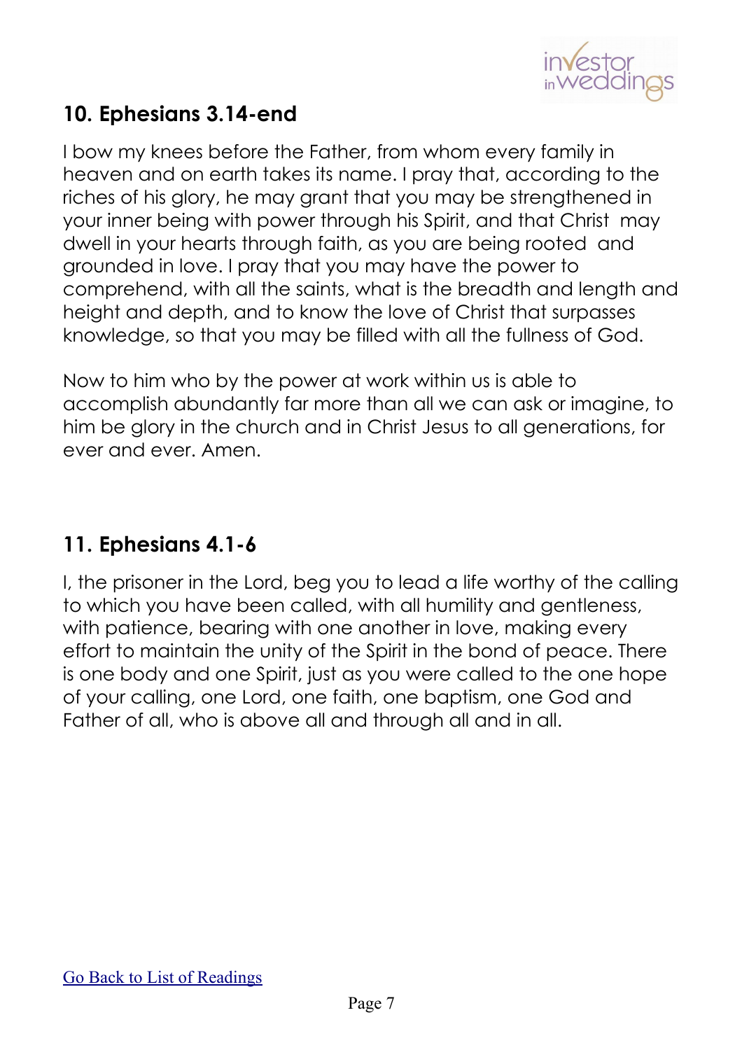## 10. Ephesians 3.14-end

I bow my knees before the Father, from whom every family in heaven and on earth takes its name. I pray that, according to the riches of his glory, he may grant that you may be strengthened in your inner being with power through his Spirit, and that Christ may dwell in your hearts through faith, as you are being rooted and grounded in love. I pray that you may have the power to comprehend, with all the saints, what is the breadth and length and height and depth, and to know the love of Christ that surpasses knowledge, so that you may be filled with all the fullness of God.

Now to him who by the power at work within us is able to accomplish abundantly far more than all we can ask or imagine, to him be glory in the church and in Christ Jesus to all generations, for ever and ever. Amen.

## 11. Ephesians 4.1-6

I, the prisoner in the Lord, beg you to lead a life worthy of the calling to which you have been called, with all humility and gentleness, with patience, bearing with one another in love, making every effort to maintain the unity of the Spirit in the bond of peace. There is one body and one Spirit, just as you were called to the one hope of your calling, one Lord, one faith, one baptism, one God and Father of all, who is above all and through all and in all.

Go Back to List of Readings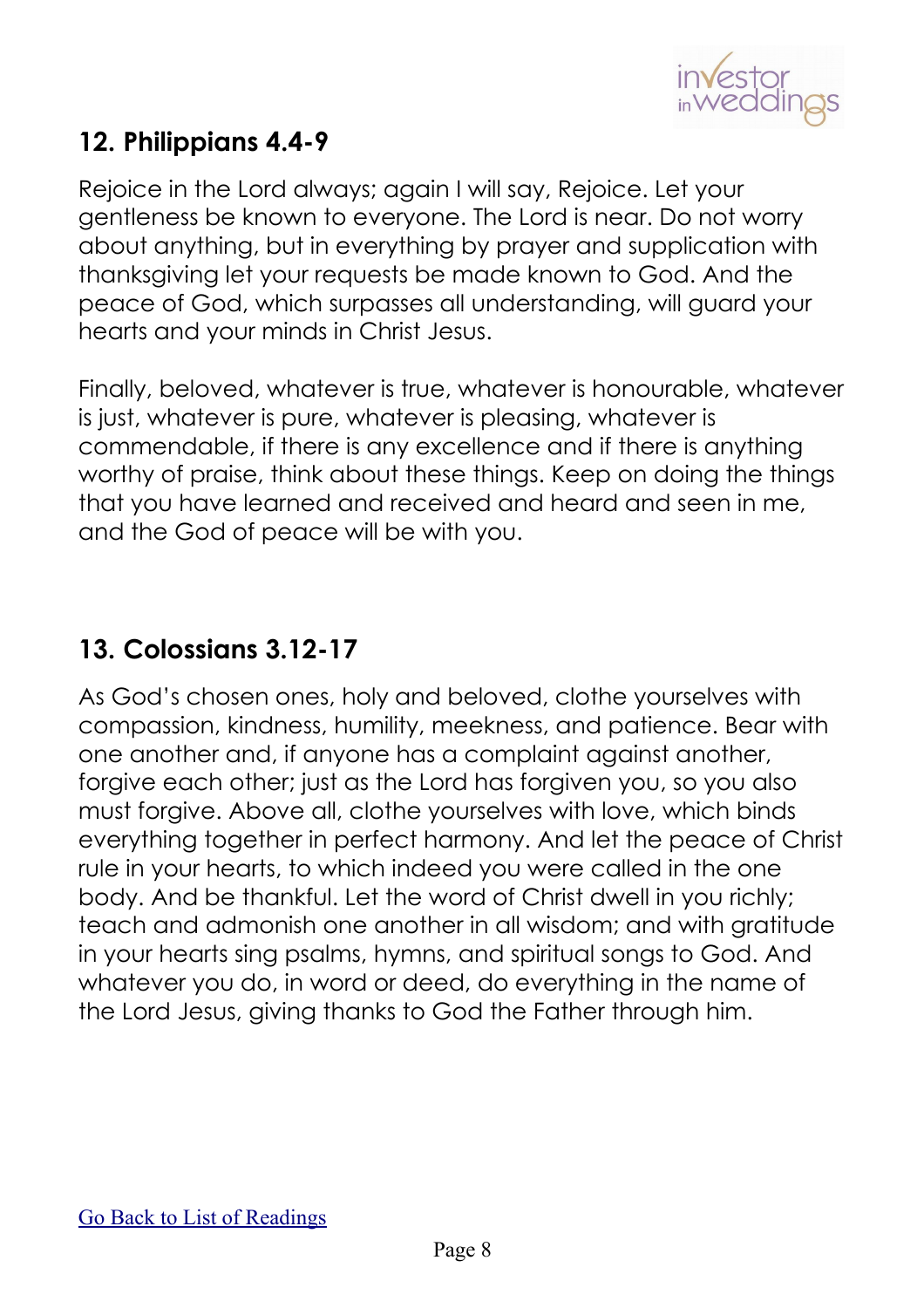## 12. Philippians 4.4-9

Rejoice in the Lord always; again I will say, Rejoice. Let your gentleness be known to everyone. The Lord is near. Do not worry about anything, but in everything by prayer and supplication with thanksgiving let your requests be made known to God. And the peace of God, which surpasses all understanding, will guard your hearts and your minds in Christ Jesus.

Finally, beloved, whatever is true, whatever is honourable, whatever is just, whatever is pure, whatever is pleasing, whatever is commendable, if there is any excellence and if there is anything worthy of praise, think about these things. Keep on doing the things that you have learned and received and heard and seen in me, and the God of peace will be with you.

## 13. Colossians 3.12-17

As God's chosen ones, holy and beloved, clothe yourselves with compassion, kindness, humility, meekness, and patience. Bear with one another and, if anyone has a complaint against another, forgive each other; just as the Lord has forgiven you, so you also must forgive. Above all, clothe yourselves with love, which binds everything together in perfect harmony. And let the peace of Christ rule in your hearts, to which indeed you were called in the one body. And be thankful. Let the word of Christ dwell in you richly; teach and admonish one another in all wisdom; and with gratitude in your hearts sing psalms, hymns, and spiritual songs to God. And whatever you do, in word or deed, do everything in the name of the Lord Jesus, giving thanks to God the Father through him.

Go Back to List of Readings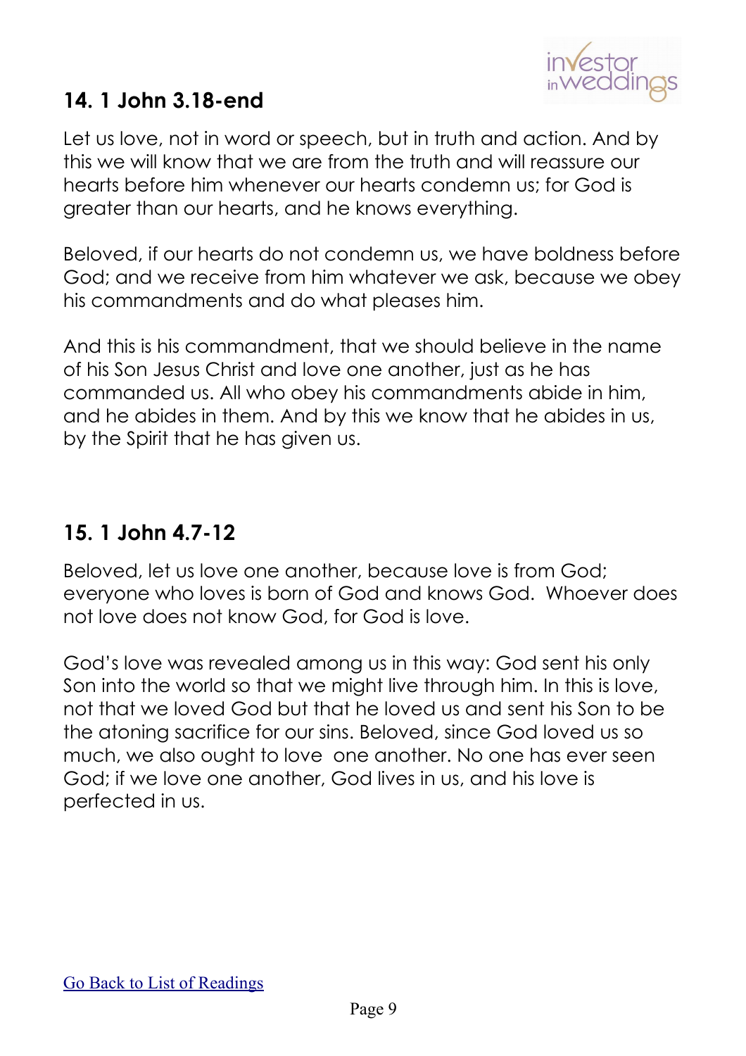## 14. 1 John 3.18-end

Let us love, not in word or speech, but in truth and action. And by this we will know that we are from the truth and will reassure our hearts before him whenever our hearts condemn us; for God is greater than our hearts, and he knows everything.

Beloved, if our hearts do not condemn us, we have boldness before God; and we receive from him whatever we ask, because we obey his commandments and do what pleases him.

And this is his commandment, that we should believe in the name of his Son Jesus Christ and love one another, just as he has commanded us. All who obey his commandments abide in him, and he abides in them. And by this we know that he abides in us, by the Spirit that he has given us.

## 15. 1 John 4.7-12

Beloved, let us love one another, because love is from God; everyone who loves is born of God and knows God. Whoever does not love does not know God, for God is love.

God's love was revealed among us in this way: God sent his only Son into the world so that we might live through him. In this is love, not that we loved God but that he loved us and sent his Son to be the atoning sacrifice for our sins. Beloved, since God loved us so much, we also ought to love one another. No one has ever seen God; if we love one another, God lives in us, and his love is perfected in us.

Go Back to List of Readings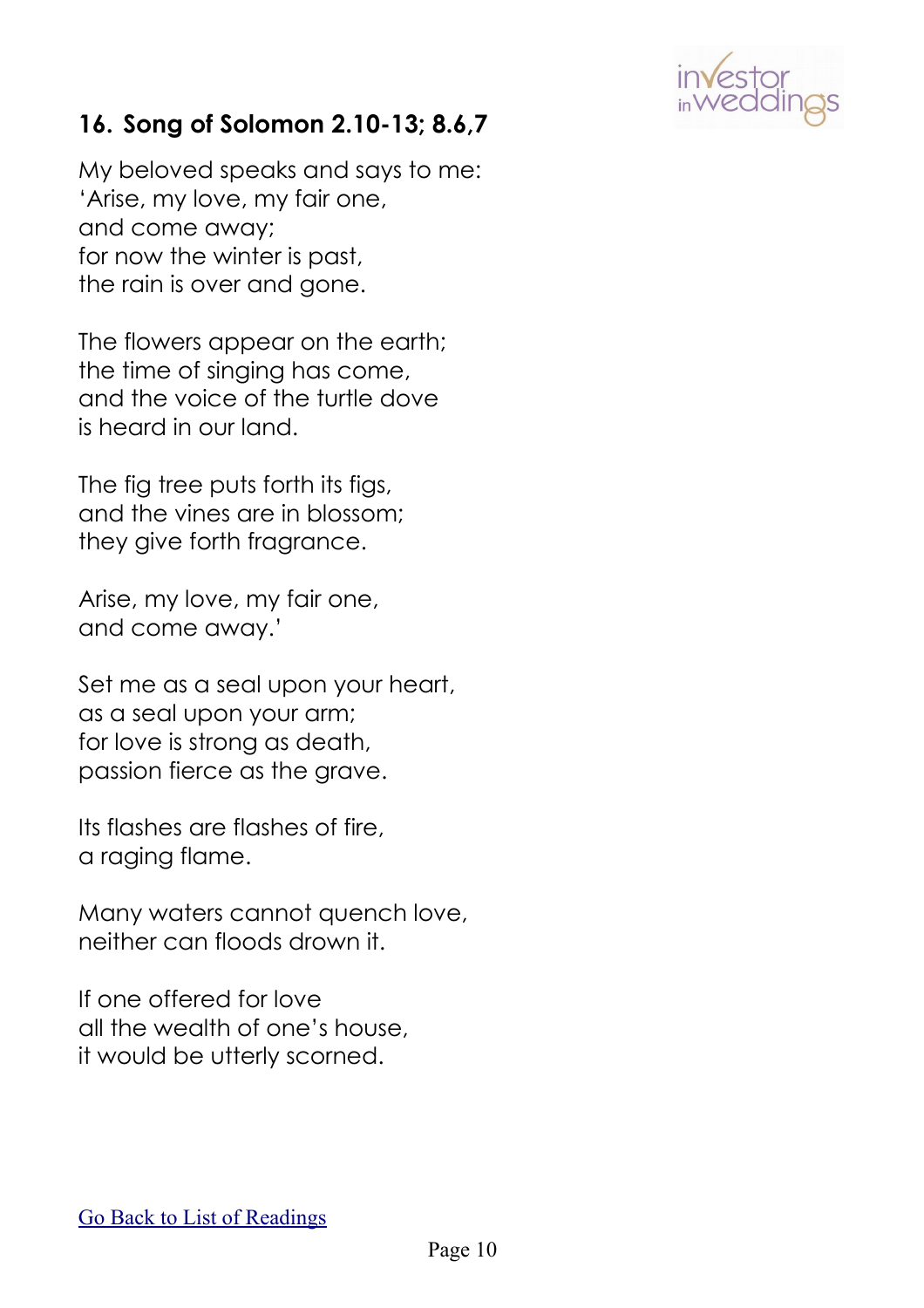## 16. Song of Solomon 2.10-13; 8.6,7

My beloved speaks and says to me:
'Arise, my love, my fair one,
and come away;
for now the winter is past,
the rain is over and gone.

The flowers appear on the earth;
the time of singing has come,
and the voice of the turtle dove
is heard in our land.

The fig tree puts forth its figs,
and the vines are in blossom;
they give forth fragrance.

Arise, my love, my fair one,
and come away.'

Set me as a seal upon your heart,
as a seal upon your arm;
for love is strong as death,
passion fierce as the grave.

Its flashes are flashes of fire,
a raging flame.

Many waters cannot quench love,
neither can floods drown it.

If one offered for love
all the wealth of one's house,
it would be utterly scorned.

Go Back to List of Readings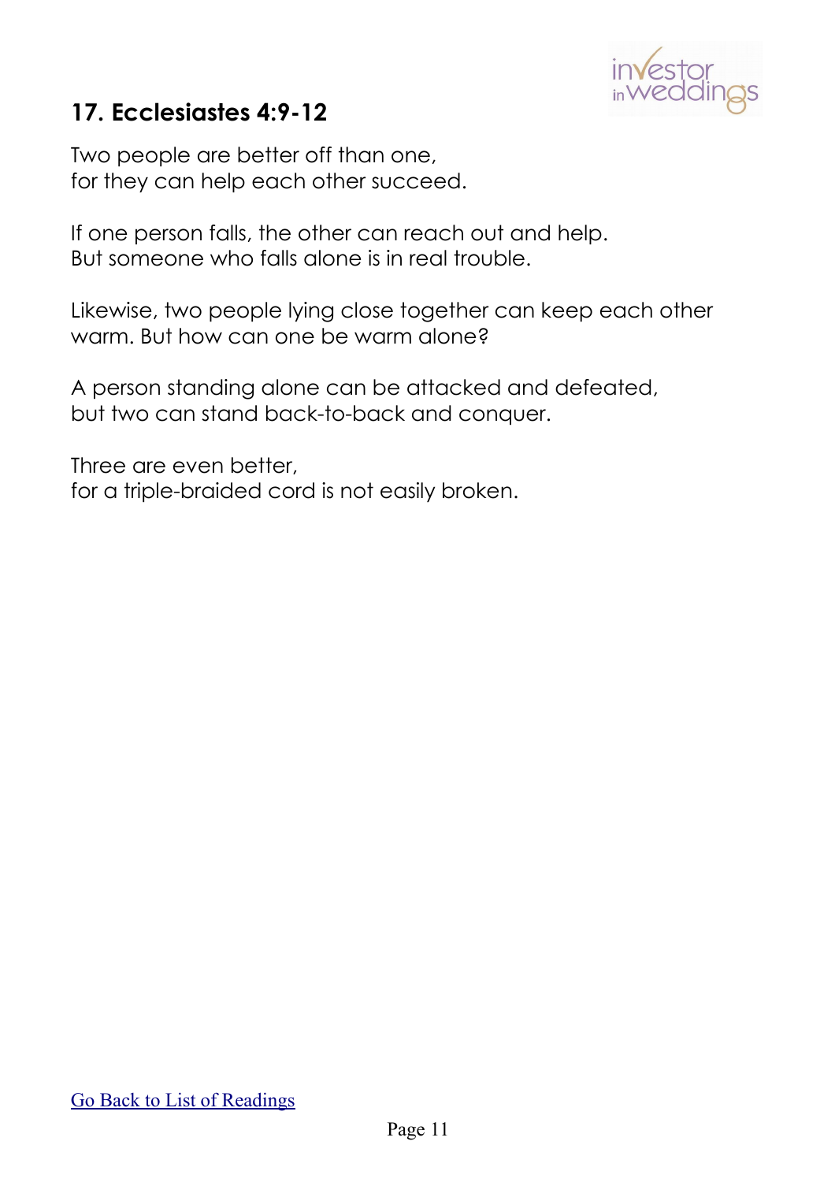## 17. Ecclesiastes 4:9-12

Two people are better off than one,
for they can help each other succeed.

If one person falls, the other can reach out and help.
But someone who falls alone is in real trouble.

Likewise, two people lying close together can keep each other warm. But how can one be warm alone?

A person standing alone can be attacked and defeated,
but two can stand back-to-back and conquer.

Three are even better,
for a triple-braided cord is not easily broken.

Go Back to List of Readings